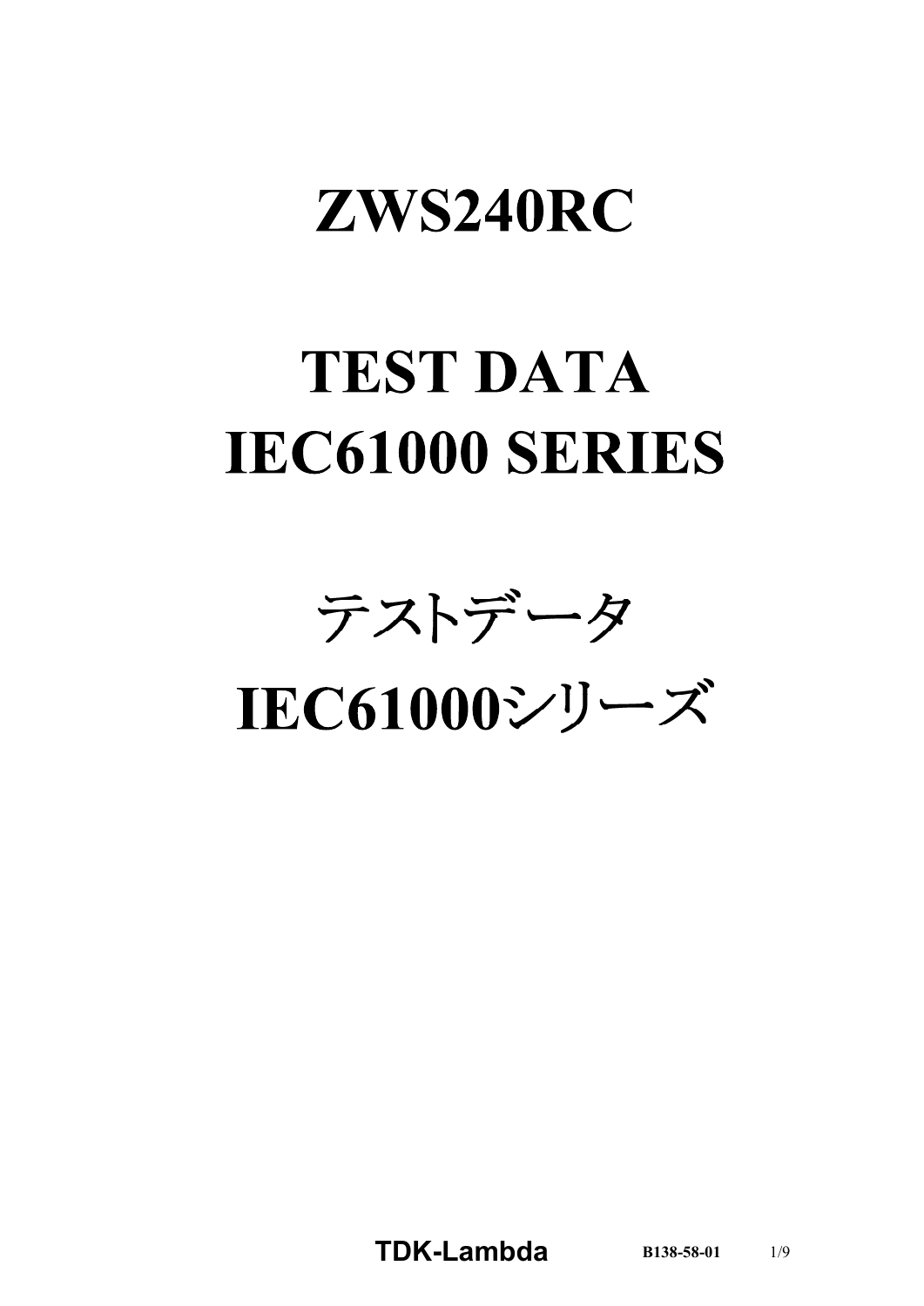# ZWS240RC

# TEST DATA
# IEC61000 SERIES

# テストデータ
# IEC61000シリーズ

**TDK-Lambda** B138-58-01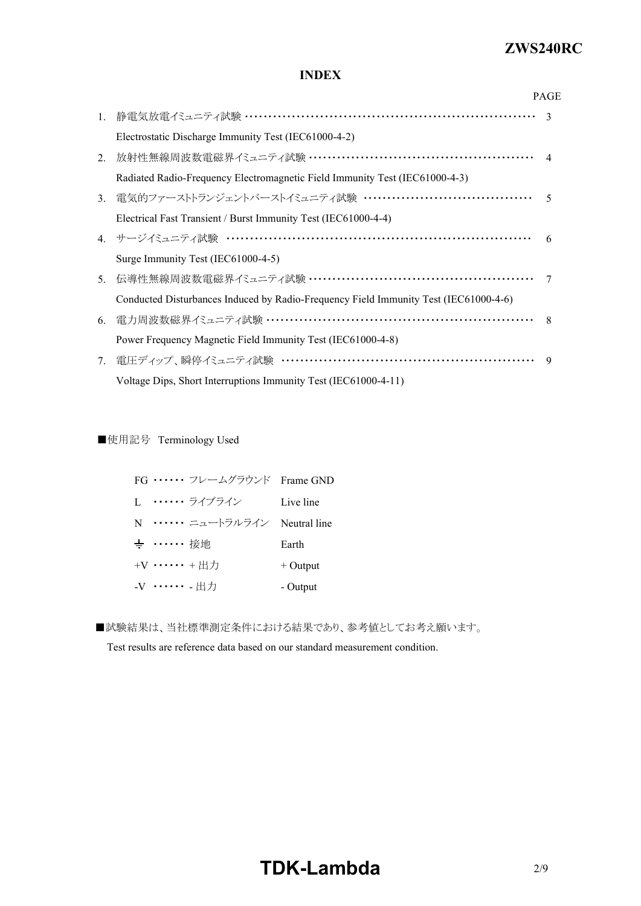## INDEX

| | | PAGE |
|---|---|---|
| 1. | 静電気放電イミュニティ試験<br>Electrostatic Discharge Immunity Test (IEC61000-4-2) | 3 |
| 2. | 放射性無線周波数電磁界イミュニティ試験<br>Radiated Radio-Frequency Electromagnetic Field Immunity Test (IEC61000-4-3) | 4 |
| 3. | 電気的ファーストトランジェントバーストイミュニティ試験<br>Electrical Fast Transient / Burst Immunity Test (IEC61000-4-4) | 5 |
| 4. | サージイミュニティ試験<br>Surge Immunity Test (IEC61000-4-5) | 6 |
| 5. | 伝導性無線周波数電磁界イミュニティ試験<br>Conducted Disturbances Induced by Radio-Frequency Field Immunity Test (IEC61000-4-6) | 7 |
| 6. | 電力周波数磁界イミュニティ試験<br>Power Frequency Magnetic Field Immunity Test (IEC61000-4-8) | 8 |
| 7. | 電圧ディップ、瞬停イミュニティ試験<br>Voltage Dips, Short Interruptions Immunity Test (IEC61000-4-11) | 9 |

■使用記号 Terminology Used

| | | |
|---|---|---|
| FG ・・・・・・ | フレームグラウンド | Frame GND |
| L ・・・・・・ | ライブライン | Live line |
| N ・・・・・・ | ニュートラルライン | Neutral line |
| ⏚ ・・・・・・ | 接地 | Earth |
| +V ・・・・・・ | + 出力 | + Output |
| -V ・・・・・・ | - 出力 | - Output |

■試験結果は、当社標準測定条件における結果であり、参考値としてお考え願います。
Test results are reference data based on our standard measurement condition.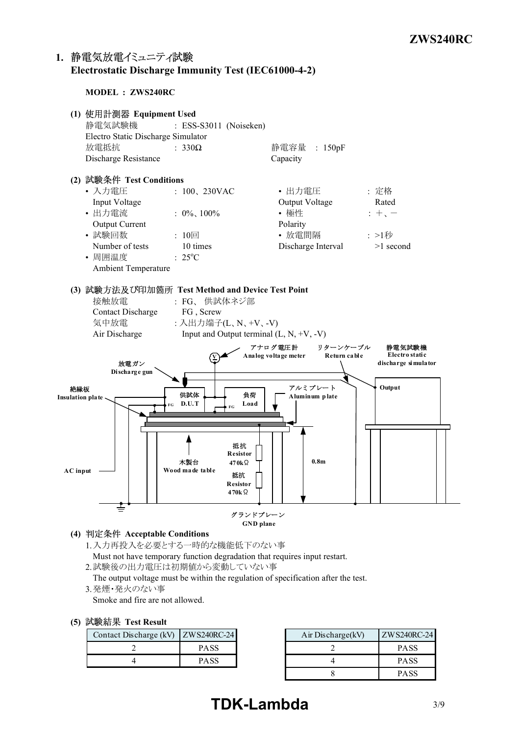# 1. 静電気放電イミュニティ試験 Electrostatic Discharge Immunity Test (IEC61000-4-2)

**MODEL : ZWS240RC**

**(1) 使用計測器 Equipment Used**

静電気試験機 : ESS-S3011 (Noiseken)
Electro Static Discharge Simulator

放電抵抗 : 330Ω
Discharge Resistance

静電容量 : 150pF
Capacity

**(2) 試験条件 Test Conditions**

- 入力電圧 Input Voltage : 100、230VAC
- 出力電圧 Output Voltage : 定格 Rated
- 出力電流 Output Current : 0%、100%
- 極性 Polarity : +、−
- 試験回数 Number of tests : 10回 10 times
- 放電間隔 Discharge Interval : >1秒 >1 second
- 周囲温度 Ambient Temperature : 25°C

**(3) 試験方法及び印加箇所 Test Method and Device Test Point**

接触放電 Contact Discharge : FG、 供試体ネジ部 FG , Screw

気中放電 Air Discharge : 入出力端子(L、N、+V、-V) Input and Output terminal (L, N, +V, -V)

アナログ電圧計 Analog voltage meter
リターンケーブル Return cable
静電気試験機 Electro static discharge simulator
放電ガン Discharge gun
Output
絶縁板 Insulation plate
供試体 D.U.T
負荷 Load
FG
アルミプレート Aluminum plate
抵抗 Resistor 470kΩ
木製台 Wood made table
抵抗 Resistor 470kΩ
0.8m
AC input
グランドプレーン GND plane

**(4) 判定条件 Acceptable Conditions**

1. 入力再投入を必要とする一時的な機能低下のない事
   Must not have temporary function degradation that requires input restart.
2. 試験後の出力電圧は初期値から変動していない事
   The output voltage must be within the regulation of specification after the test.
3. 発煙・発火のない事
   Smoke and fire are not allowed.

**(5) 試験結果 Test Result**

| Contact Discharge (kV) | ZWS240RC-24 |
|---|---|
| 2 | PASS |
| 4 | PASS |

| Air Discharge(kV) | ZWS240RC-24 |
|---|---|
| 2 | PASS |
| 4 | PASS |
| 8 | PASS |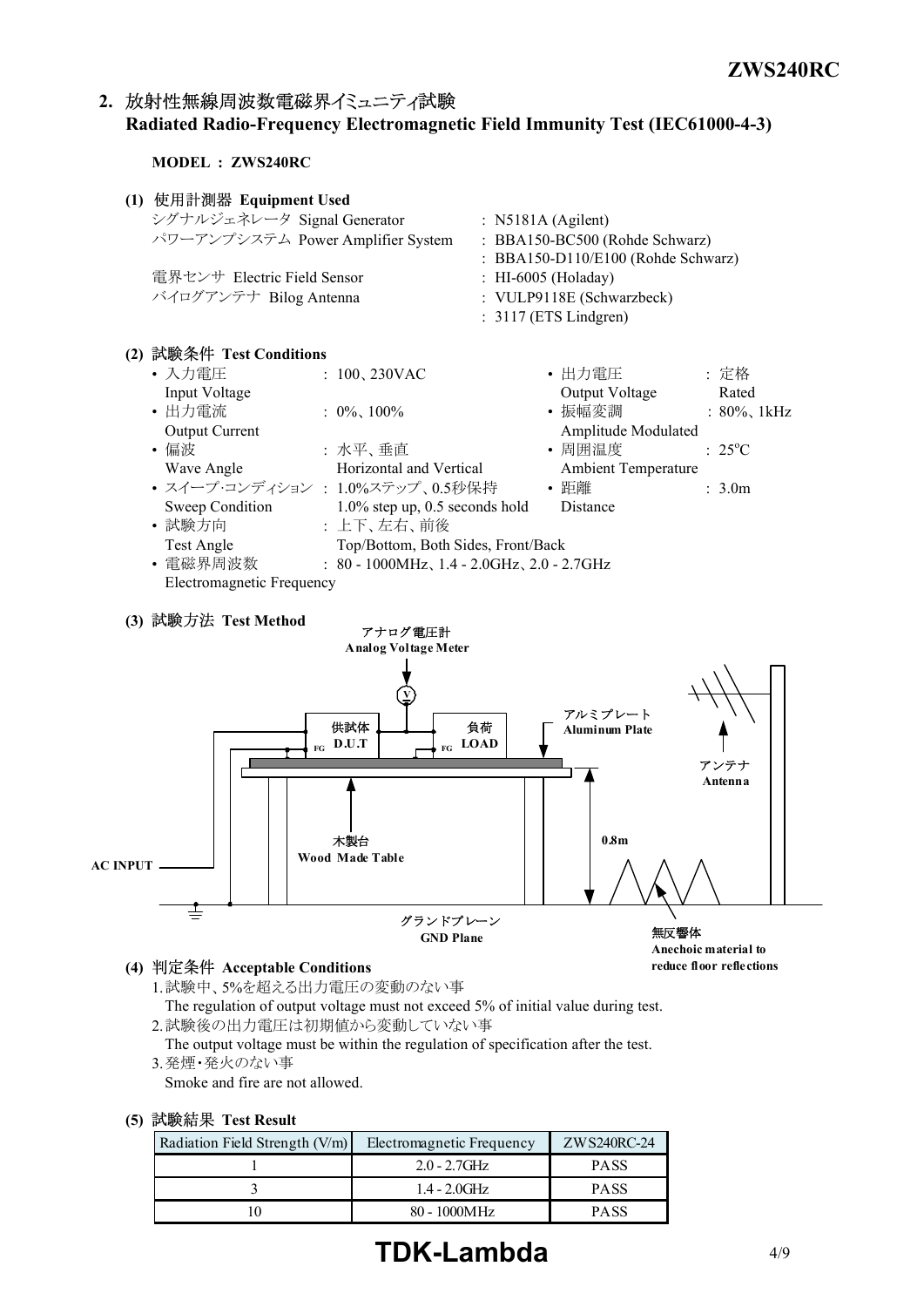## 2. 放射性無線周波数電磁界イミュニティ試験 Radiated Radio-Frequency Electromagnetic Field Immunity Test (IEC61000-4-3)

**MODEL : ZWS240RC**

**(1) 使用計測器 Equipment Used**

シグナルジェネレータ Signal Generator : N5181A (Agilent)
パワーアンプシステム Power Amplifier System : BBA150-BC500 (Rohde Schwarz)
: BBA150-D110/E100 (Rohde Schwarz)
電界センサ Electric Field Sensor : HI-6005 (Holaday)
バイログアンテナ Bilog Antenna : VULP9118E (Schwarzbeck)
: 3117 (ETS Lindgren)

**(2) 試験条件 Test Conditions**

- 入力電圧 Input Voltage : 100、230VAC
- 出力電圧 Output Voltage : 定格 Rated
- 出力電流 Output Current : 0%、100%
- 振幅変調 Amplitude Modulated : 80%、1kHz
- 偏波 Wave Angle : 水平、垂直 Horizontal and Vertical
- 周囲温度 Ambient Temperature : 25°C
- スイープ･コンディション Sweep Condition : 1.0%ステップ、0.5秒保持 1.0% step up, 0.5 seconds hold
- 距離 Distance : 3.0m
- 試験方向 Test Angle : 上下、左右、前後 Top/Bottom, Both Sides, Front/Back
- 電磁界周波数 Electromagnetic Frequency : 80 - 1000MHz、1.4 - 2.0GHz、2.0 - 2.7GHz

**(3) 試験方法 Test Method**

アナログ電圧計 Analog Voltage Meter
供試体 D.U.T
負荷 LOAD
FG
アルミプレート Aluminum Plate
アンテナ Antenna
木製台 Wood Made Table
0.8m
AC INPUT
グランドプレーン GND Plane
無反響体 Anechoic material to reduce floor reflections

**(4) 判定条件 Acceptable Conditions**

1. 試験中、5%を超える出力電圧の変動のない事
   The regulation of output voltage must not exceed 5% of initial value during test.
2. 試験後の出力電圧は初期値から変動していない事
   The output voltage must be within the regulation of specification after the test.
3. 発煙･発火のない事
   Smoke and fire are not allowed.

**(5) 試験結果 Test Result**

| Radiation Field Strength (V/m) | Electromagnetic Frequency | ZWS240RC-24 |
|---|---|---|
| 1 | 2.0 - 2.7GHz | PASS |
| 3 | 1.4 - 2.0GHz | PASS |
| 10 | 80 - 1000MHz | PASS |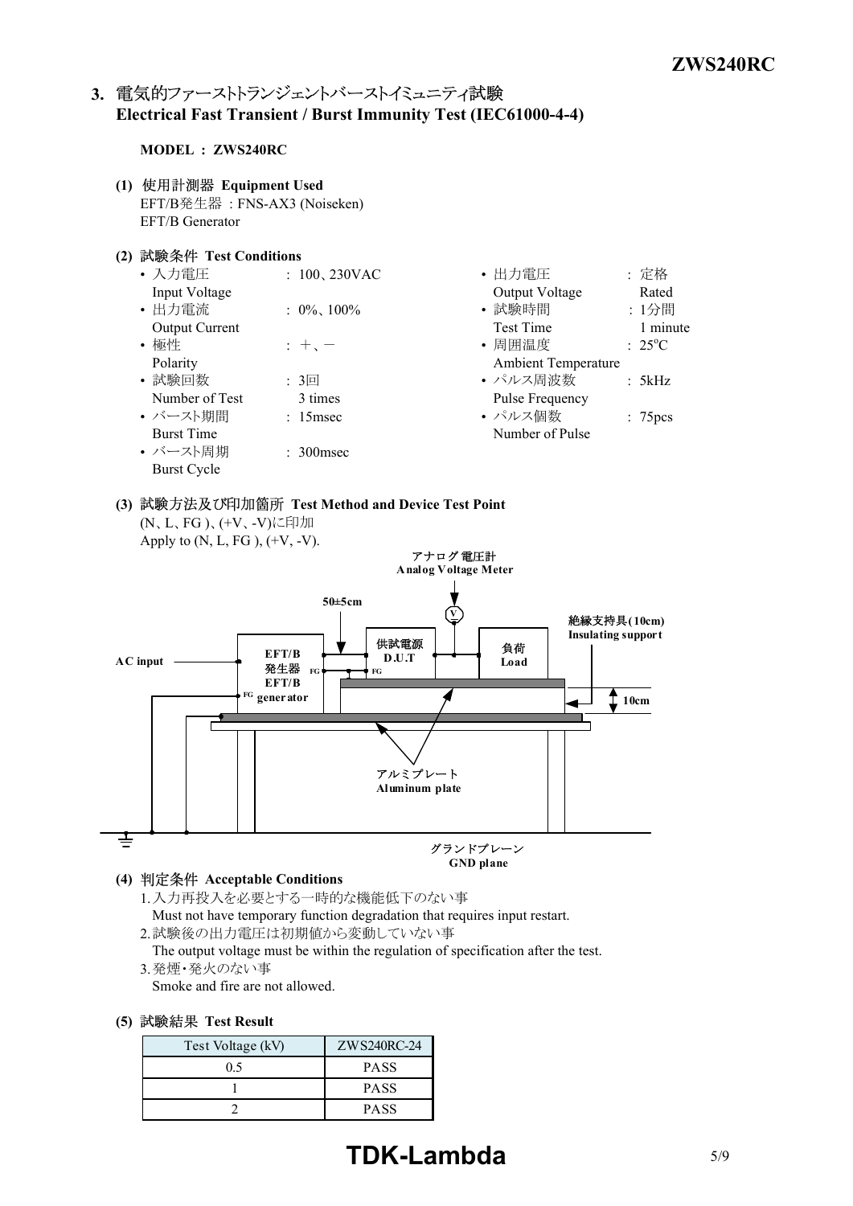## 3. 電気的ファーストトランジェントバーストイミュニティ試験 Electrical Fast Transient / Burst Immunity Test (IEC61000-4-4)

**MODEL : ZWS240RC**

**(1) 使用計測器 Equipment Used**

EFT/B発生器 : FNS-AX3 (Noiseken)
EFT/B Generator

**(2) 試験条件 Test Conditions**

- 入力電圧 Input Voltage : 100、230VAC
- 出力電流 Output Current : 0%、100%
- 極性 Polarity : +、−
- 試験回数 Number of Test : 3回 3 times
- バースト期間 Burst Time : 15msec
- バースト周期 Burst Cycle : 300msec
- 出力電圧 Output Voltage : 定格 Rated
- 試験時間 Test Time : 1分間 1 minute
- 周囲温度 Ambient Temperature : 25°C
- パルス周波数 Pulse Frequency : 5kHz
- パルス個数 Number of Pulse : 75pcs

**(3) 試験方法及び印加箇所 Test Method and Device Test Point**

(N、L、FG )、(+V、-V)に印加
Apply to (N, L, FG ), (+V, -V).

アナログ 電圧計 Analog Voltage Meter
50±5cm
AC input
EFT/B 発生器 EFT/B generator
供試電源 D.U.T
負荷 Load
絶縁支持具(10cm) Insulating support
10cm
アルミプレート Aluminum plate
グランドプレーン GND plane

**(4) 判定条件 Acceptable Conditions**

1. 入力再投入を必要とする一時的な機能低下のない事
   Must not have temporary function degradation that requires input restart.
2. 試験後の出力電圧は初期値から変動していない事
   The output voltage must be within the regulation of specification after the test.
3. 発煙・発火のない事
   Smoke and fire are not allowed.

**(5) 試験結果 Test Result**

| Test Voltage (kV) | ZWS240RC-24 |
|---|---|
| 0.5 | PASS |
| 1 | PASS |
| 2 | PASS |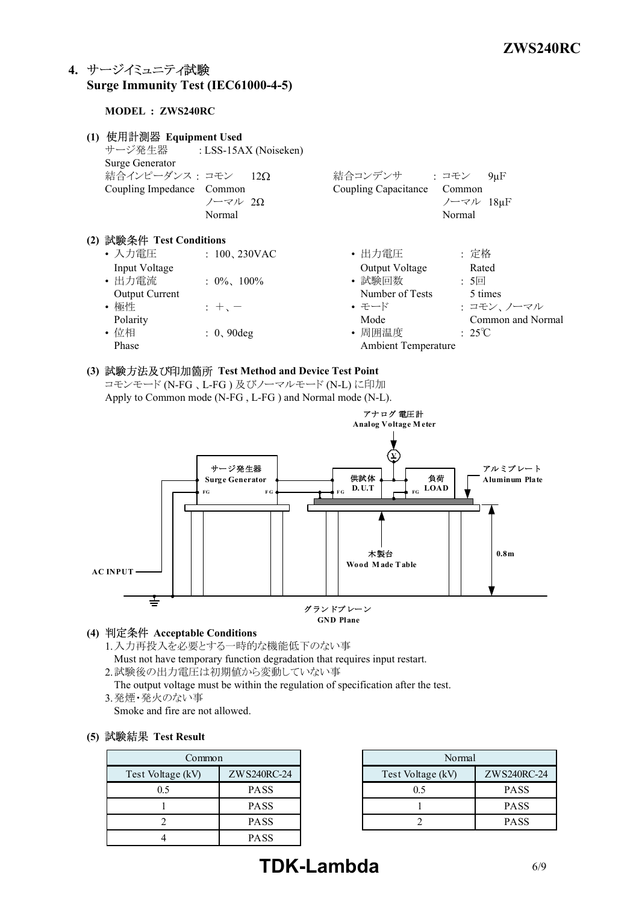## 4. サージイミュニティ試験 Surge Immunity Test (IEC61000-4-5)

**MODEL : ZWS240RC**

**(1) 使用計測器 Equipment Used**

サージ発生器 Surge Generator : LSS-15AX (Noiseken)

結合インピーダンス Coupling Impedance : コモン Common 12Ω　ノーマル Normal 2Ω

結合コンデンサ Coupling Capacitance : コモン Common 9μF　ノーマル Normal 18μF

**(2) 試験条件 Test Conditions**

- 入力電圧 Input Voltage : 100、230VAC
- 出力電流 Output Current : 0%、100%
- 極性 Polarity : ＋、－
- 位相 Phase : 0、90deg
- 出力電圧 Output Voltage : 定格 Rated
- 試験回数 Number of Tests : 5回 5 times
- モード Mode : コモン、ノーマル Common and Normal
- 周囲温度 Ambient Temperature : 25℃

**(3) 試験方法及び印加箇所 Test Method and Device Test Point**

コモンモード (N-FG 、L-FG ) 及びノーマルモード (N-L) に印加

Apply to Common mode (N-FG , L-FG ) and Normal mode (N-L).

アナログ 電圧計 Analog Voltage Meter

サージ発生器 Surge Generator　FG　FG

供試体 D.U.T　FG

負荷 LOAD　FG

アルミプレート Aluminum Plate

木製台 Wood Made Table

0.8m

AC INPUT

グランドプレーン GND Plane

**(4) 判定条件 Acceptable Conditions**

1. 入力再投入を必要とする一時的な機能低下のない事
   Must not have temporary function degradation that requires input restart.
2. 試験後の出力電圧は初期値から変動していない事
   The output voltage must be within the regulation of specification after the test.
3. 発煙・発火のない事
   Smoke and fire are not allowed.

**(5) 試験結果 Test Result**

| Common | |
|---|---|
| Test Voltage (kV) | ZWS240RC-24 |
| 0.5 | PASS |
| 1 | PASS |
| 2 | PASS |
| 4 | PASS |

| Normal | |
|---|---|
| Test Voltage (kV) | ZWS240RC-24 |
| 0.5 | PASS |
| 1 | PASS |
| 2 | PASS |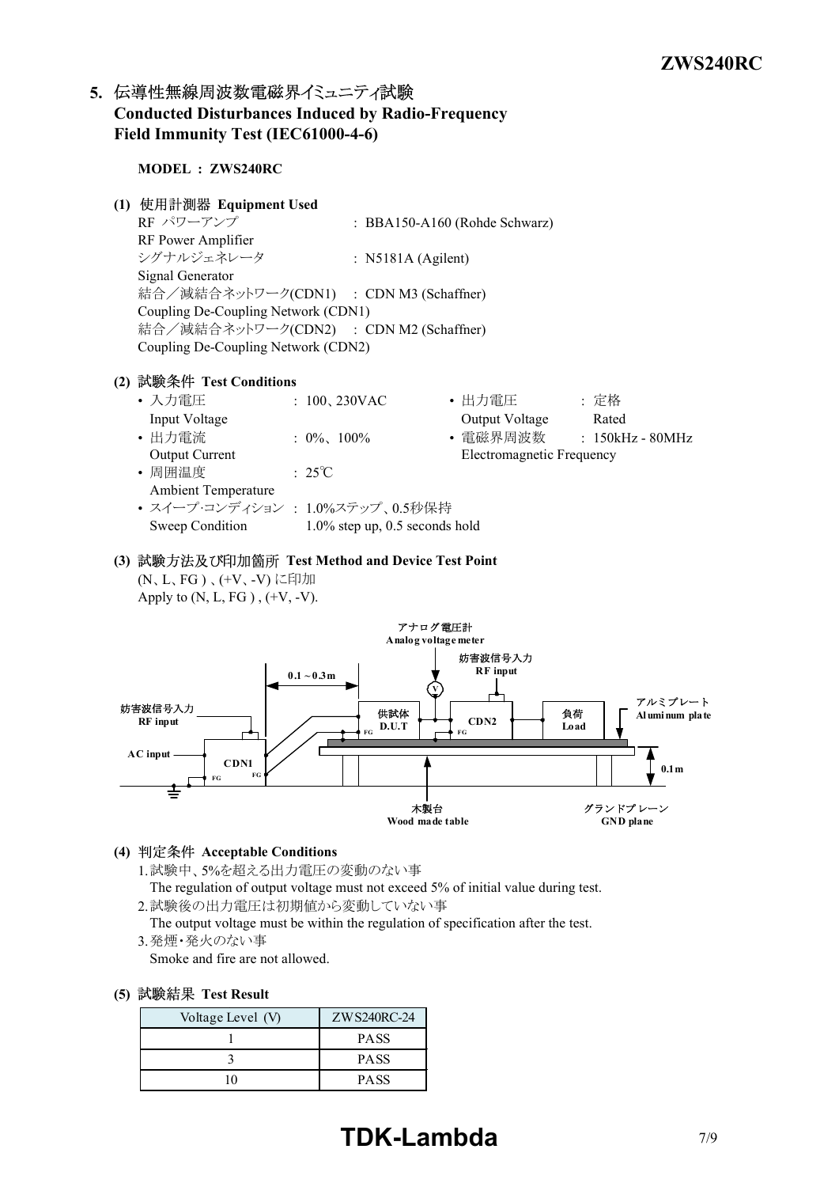## 5. 伝導性無線周波数電磁界イミュニティ試験 Conducted Disturbances Induced by Radio-Frequency Field Immunity Test (IEC61000-4-6)

**MODEL : ZWS240RC**

**(1) 使用計測器 Equipment Used**

RF パワーアンプ
RF Power Amplifier : BBA150-A160 (Rohde Schwarz)

シグナルジェネレータ
Signal Generator : N5181A (Agilent)

結合／減結合ネットワーク(CDN1)
Coupling De-Coupling Network (CDN1) : CDN M3 (Schaffner)

結合／減結合ネットワーク(CDN2)
Coupling De-Coupling Network (CDN2) : CDN M2 (Schaffner)

**(2) 試験条件 Test Conditions**

- 入力電圧 Input Voltage : 100、230VAC
- 出力電圧 Output Voltage : 定格 Rated
- 出力電流 Output Current : 0%、100%
- 電磁界周波数 Electromagnetic Frequency : 150kHz - 80MHz
- 周囲温度 Ambient Temperature : 25℃
- スイープ･コンディション Sweep Condition : 1.0%ステップ、0.5秒保持 1.0% step up, 0.5 seconds hold

**(3) 試験方法及び印加箇所 Test Method and Device Test Point**

(N、L、FG )、(+V、-V) に印加
Apply to (N, L, FG ) , (+V, -V).

アナログ電圧計 Analog voltage meter
妨害波信号入力 RF input
0.1～0.3m
妨害波信号入力 RF input
AC input
CDN1
FG
供試体 D.U.T
CDN2
負荷 Load
アルミプレート Aluminum plate
0.1m
木製台 Wood made table
グランドプレーン GND plane

**(4) 判定条件 Acceptable Conditions**

1. 試験中、5%を超える出力電圧の変動のない事
   The regulation of output voltage must not exceed 5% of initial value during test.
2. 試験後の出力電圧は初期値から変動していない事
   The output voltage must be within the regulation of specification after the test.
3. 発煙･発火のない事
   Smoke and fire are not allowed.

**(5) 試験結果 Test Result**

| Voltage Level (V) | ZWS240RC-24 |
| --- | --- |
| 1 | PASS |
| 3 | PASS |
| 10 | PASS |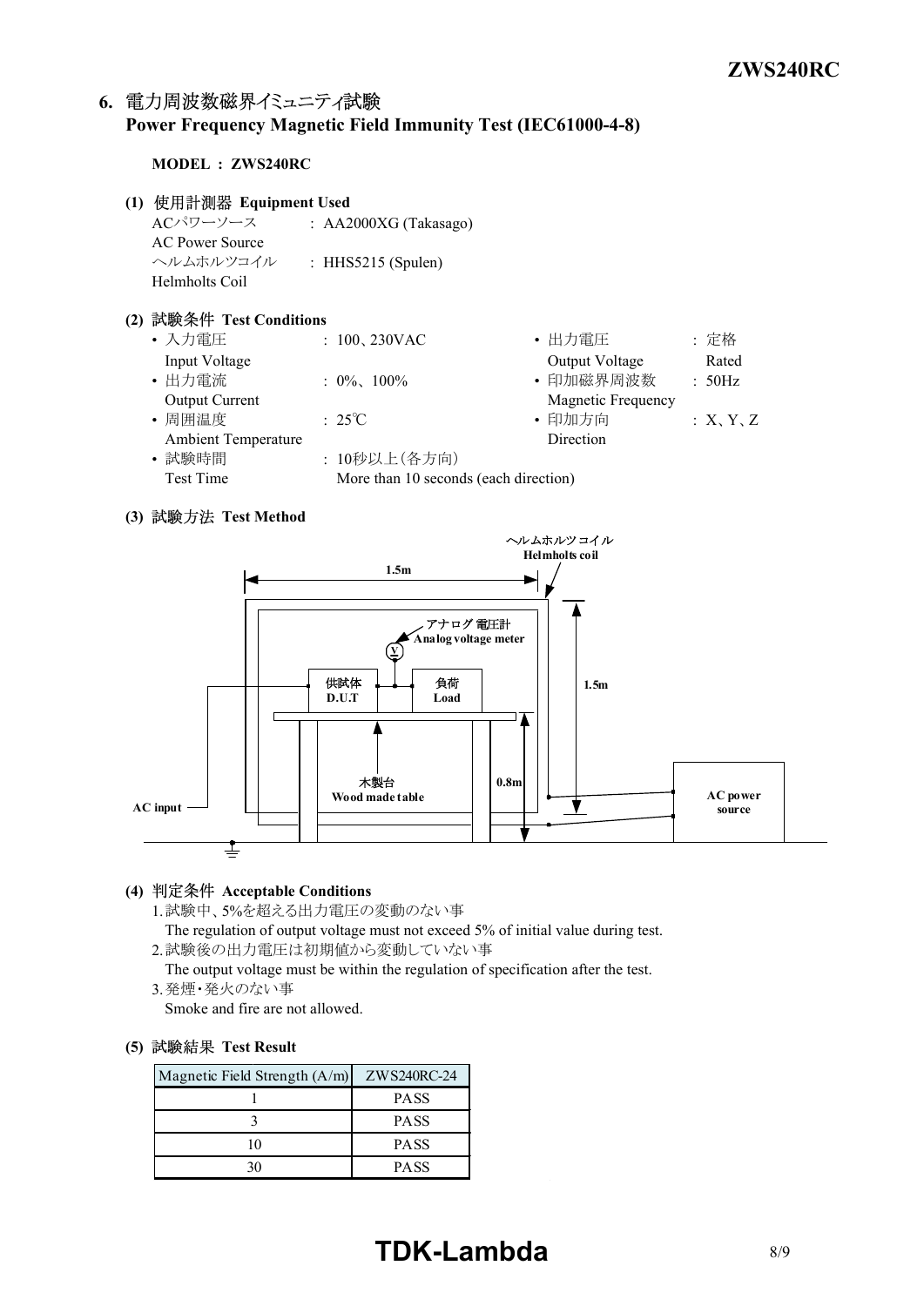## 6. 電力周波数磁界イミュニティ試験 Power Frequency Magnetic Field Immunity Test (IEC61000-4-8)

**MODEL : ZWS240RC**

**(1) 使用計測器 Equipment Used**

ACパワーソース AC Power Source : AA2000XG (Takasago)

ヘルムホルツコイル Helmholts Coil : HHS5215 (Spulen)

**(2) 試験条件 Test Conditions**

- 入力電圧 Input Voltage : 100、230VAC
- 出力電流 Output Current : 0%、100%
- 周囲温度 Ambient Temperature : 25℃
- 試験時間 Test Time : 10秒以上（各方向） More than 10 seconds (each direction)
- 出力電圧 Output Voltage : 定格 Rated
- 印加磁界周波数 Magnetic Frequency : 50Hz
- 印加方向 Direction : X、Y、Z

**(3) 試験方法 Test Method**

ヘルムホルツコイル Helmholts coil

1.5m

1.5m

アナログ電圧計 Analog voltage meter

供試体 D.U.T

負荷 Load

0.8m

木製台 Wood made table

AC input

AC power source

**(4) 判定条件 Acceptable Conditions**

1. 試験中、5%を超える出力電圧の変動のない事
   The regulation of output voltage must not exceed 5% of initial value during test.
2. 試験後の出力電圧は初期値から変動していない事
   The output voltage must be within the regulation of specification after the test.
3. 発煙・発火のない事
   Smoke and fire are not allowed.

**(5) 試験結果 Test Result**

| Magnetic Field Strength (A/m) | ZWS240RC-24 |
|---|---|
| 1 | PASS |
| 3 | PASS |
| 10 | PASS |
| 30 | PASS |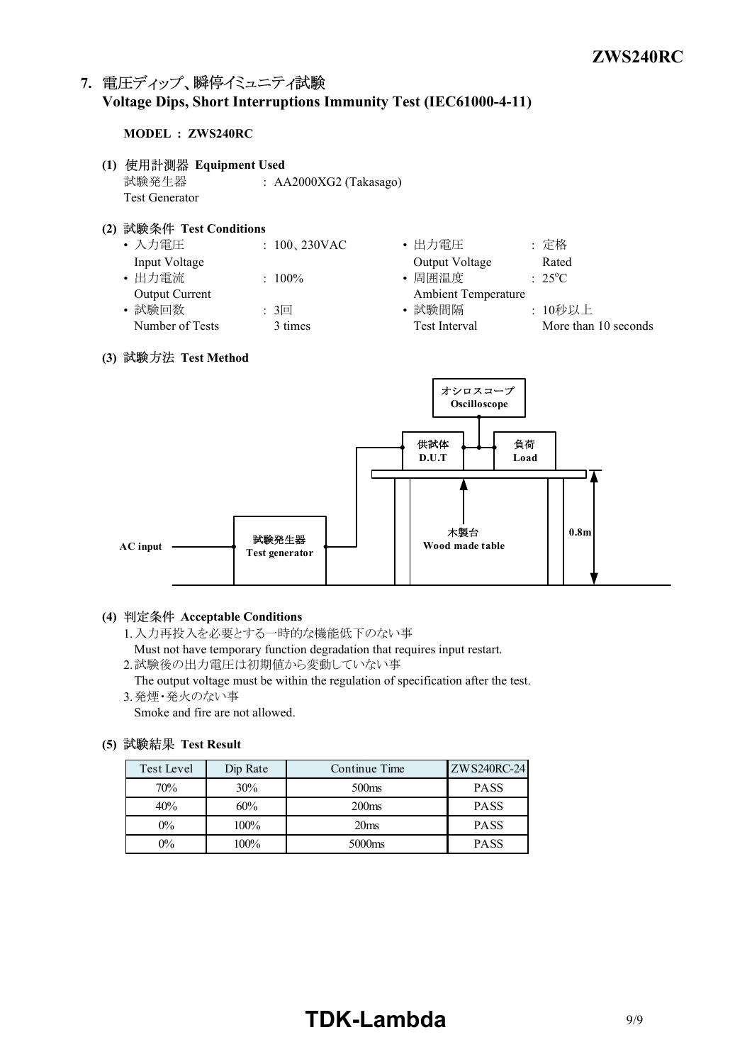## 7. 電圧ディップ、瞬停イミュニティ試験 Voltage Dips, Short Interruptions Immunity Test (IEC61000-4-11)

**MODEL : ZWS240RC**

**(1) 使用計測器 Equipment Used**

試験発生器 Test Generator : AA2000XG2 (Takasago)

**(2) 試験条件 Test Conditions**

- 入力電圧 Input Voltage : 100、230VAC
- 出力電圧 Output Voltage : 定格 Rated
- 出力電流 Output Current : 100%
- 周囲温度 Ambient Temperature : 25°C
- 試験回数 Number of Tests : 3回 3 times
- 試験間隔 Test Interval : 10秒以上 More than 10 seconds

**(3) 試験方法 Test Method**

オシロスコープ Oscilloscope

供試体 D.U.T

負荷 Load

AC input

試験発生器 Test generator

木製台 Wood made table

0.8m

**(4) 判定条件 Acceptable Conditions**

1. 入力再投入を必要とする一時的な機能低下のない事
   Must not have temporary function degradation that requires input restart.
2. 試験後の出力電圧は初期値から変動していない事
   The output voltage must be within the regulation of specification after the test.
3. 発煙・発火のない事
   Smoke and fire are not allowed.

**(5) 試験結果 Test Result**

| Test Level | Dip Rate | Continue Time | ZWS240RC-24 |
|---|---|---|---|
| 70% | 30% | 500ms | PASS |
| 40% | 60% | 200ms | PASS |
| 0% | 100% | 20ms | PASS |
| 0% | 100% | 5000ms | PASS |